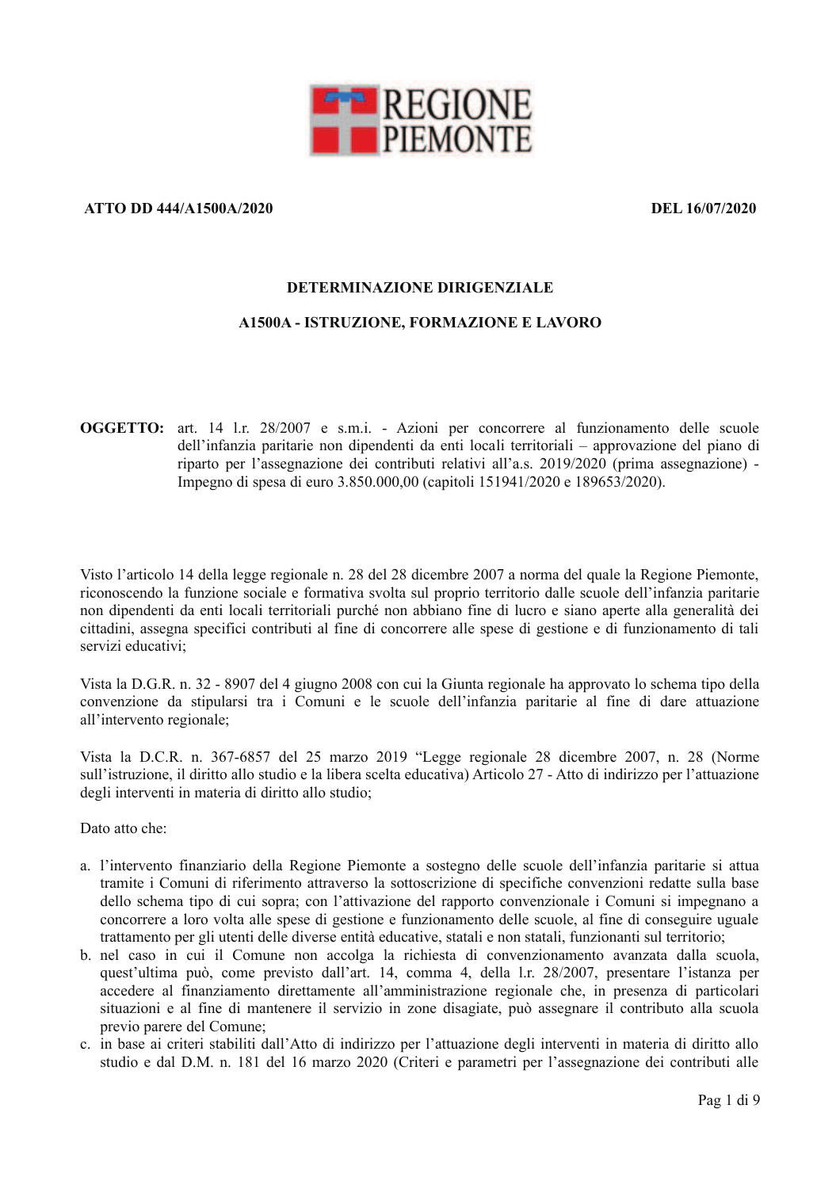**ATTO DD 444/A1500A/2020** **DEL 16/07/2020**

**DETERMINAZIONE DIRIGENZIALE**

**A1500A - ISTRUZIONE, FORMAZIONE E LAVORO**

**OGGETTO:** art. 14 l.r. 28/2007 e s.m.i. - Azioni per concorrere al funzionamento delle scuole dell'infanzia paritarie non dipendenti da enti locali territoriali – approvazione del piano di riparto per l'assegnazione dei contributi relativi all'a.s. 2019/2020 (prima assegnazione) - Impegno di spesa di euro 3.850.000,00 (capitoli 151941/2020 e 189653/2020).

Visto l'articolo 14 della legge regionale n. 28 del 28 dicembre 2007 a norma del quale la Regione Piemonte, riconoscendo la funzione sociale e formativa svolta sul proprio territorio dalle scuole dell'infanzia paritarie non dipendenti da enti locali territoriali purché non abbiano fine di lucro e siano aperte alla generalità dei cittadini, assegna specifici contributi al fine di concorrere alle spese di gestione e di funzionamento di tali servizi educativi;

Vista la D.G.R. n. 32 - 8907 del 4 giugno 2008 con cui la Giunta regionale ha approvato lo schema tipo della convenzione da stipularsi tra i Comuni e le scuole dell'infanzia paritarie al fine di dare attuazione all'intervento regionale;

Vista la D.C.R. n. 367-6857 del 25 marzo 2019 "Legge regionale 28 dicembre 2007, n. 28 (Norme sull'istruzione, il diritto allo studio e la libera scelta educativa) Articolo 27 - Atto di indirizzo per l'attuazione degli interventi in materia di diritto allo studio;

Dato atto che:

a. l'intervento finanziario della Regione Piemonte a sostegno delle scuole dell'infanzia paritarie si attua tramite i Comuni di riferimento attraverso la sottoscrizione di specifiche convenzioni redatte sulla base dello schema tipo di cui sopra; con l'attivazione del rapporto convenzionale i Comuni si impegnano a concorrere a loro volta alle spese di gestione e funzionamento delle scuole, al fine di conseguire uguale trattamento per gli utenti delle diverse entità educative, statali e non statali, funzionanti sul territorio;
b. nel caso in cui il Comune non accolga la richiesta di convenzionamento avanzata dalla scuola, quest'ultima può, come previsto dall'art. 14, comma 4, della l.r. 28/2007, presentare l'istanza per accedere al finanziamento direttamente all'amministrazione regionale che, in presenza di particolari situazioni e al fine di mantenere il servizio in zone disagiate, può assegnare il contributo alla scuola previo parere del Comune;
c. in base ai criteri stabiliti dall'Atto di indirizzo per l'attuazione degli interventi in materia di diritto allo studio e dal D.M. n. 181 del 16 marzo 2020 (Criteri e parametri per l'assegnazione dei contributi alle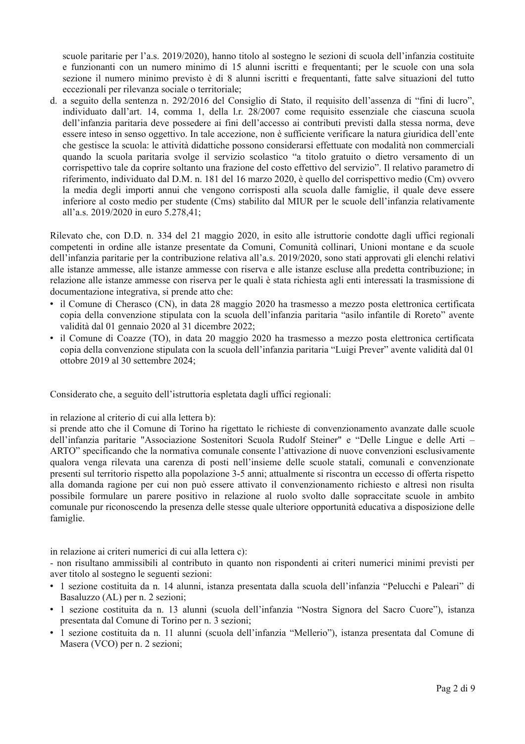scuole paritarie per l'a.s. 2019/2020), hanno titolo al sostegno le sezioni di scuola dell'infanzia costituite e funzionanti con un numero minimo di 15 alunni iscritti e frequentanti; per le scuole con una sola sezione il numero minimo previsto è di 8 alunni iscritti e frequentanti, fatte salve situazioni del tutto eccezionali per rilevanza sociale o territoriale;

d. a seguito della sentenza n. 292/2016 del Consiglio di Stato, il requisito dell'assenza di "fini di lucro", individuato dall'art. 14, comma 1, della l.r. 28/2007 come requisito essenziale che ciascuna scuola dell'infanzia paritaria deve possedere ai fini dell'accesso ai contributi previsti dalla stessa norma, deve essere inteso in senso oggettivo. In tale accezione, non è sufficiente verificare la natura giuridica dell'ente che gestisce la scuola: le attività didattiche possono considerarsi effettuate con modalità non commerciali quando la scuola paritaria svolge il servizio scolastico "a titolo gratuito o dietro versamento di un corrispettivo tale da coprire soltanto una frazione del costo effettivo del servizio". Il relativo parametro di riferimento, individuato dal D.M. n. 181 del 16 marzo 2020, è quello del corrispettivo medio (Cm) ovvero la media degli importi annui che vengono corrisposti alla scuola dalle famiglie, il quale deve essere inferiore al costo medio per studente (Cms) stabilito dal MIUR per le scuole dell'infanzia relativamente all'a.s. 2019/2020 in euro 5.278,41;

Rilevato che, con D.D. n. 334 del 21 maggio 2020, in esito alle istruttorie condotte dagli uffici regionali competenti in ordine alle istanze presentate da Comuni, Comunità collinari, Unioni montane e da scuole dell'infanzia paritarie per la contribuzione relativa all'a.s. 2019/2020, sono stati approvati gli elenchi relativi alle istanze ammesse, alle istanze ammesse con riserva e alle istanze escluse alla predetta contribuzione; in relazione alle istanze ammesse con riserva per le quali è stata richiesta agli enti interessati la trasmissione di documentazione integrativa, si prende atto che:

- il Comune di Cherasco (CN), in data 28 maggio 2020 ha trasmesso a mezzo posta elettronica certificata copia della convenzione stipulata con la scuola dell'infanzia paritaria "asilo infantile di Roreto" avente validità dal 01 gennaio 2020 al 31 dicembre 2022;
- il Comune di Coazze (TO), in data 20 maggio 2020 ha trasmesso a mezzo posta elettronica certificata copia della convenzione stipulata con la scuola dell'infanzia paritaria "Luigi Prever" avente validità dal 01 ottobre 2019 al 30 settembre 2024;

Considerato che, a seguito dell'istruttoria espletata dagli uffici regionali:

in relazione al criterio di cui alla lettera b):
si prende atto che il Comune di Torino ha rigettato le richieste di convenzionamento avanzate dalle scuole dell'infanzia paritarie "Associazione Sostenitori Scuola Rudolf Steiner" e "Delle Lingue e delle Arti – ARTO" specificando che la normativa comunale consente l'attivazione di nuove convenzioni esclusivamente qualora venga rilevata una carenza di posti nell'insieme delle scuole statali, comunali e convenzionate presenti sul territorio rispetto alla popolazione 3-5 anni; attualmente si riscontra un eccesso di offerta rispetto alla domanda ragione per cui non può essere attivato il convenzionamento richiesto e altresì non risulta possibile formulare un parere positivo in relazione al ruolo svolto dalle sopraccitate scuole in ambito comunale pur riconoscendo la presenza delle stesse quale ulteriore opportunità educativa a disposizione delle famiglie.

in relazione ai criteri numerici di cui alla lettera c):
- non risultano ammissibili al contributo in quanto non rispondenti ai criteri numerici minimi previsti per aver titolo al sostegno le seguenti sezioni:

- 1 sezione costituita da n. 14 alunni, istanza presentata dalla scuola dell'infanzia "Pelucchi e Paleari" di Basaluzzo (AL) per n. 2 sezioni;
- 1 sezione costituita da n. 13 alunni (scuola dell'infanzia "Nostra Signora del Sacro Cuore"), istanza presentata dal Comune di Torino per n. 3 sezioni;
- 1 sezione costituita da n. 11 alunni (scuola dell'infanzia "Mellerio"), istanza presentata dal Comune di Masera (VCO) per n. 2 sezioni;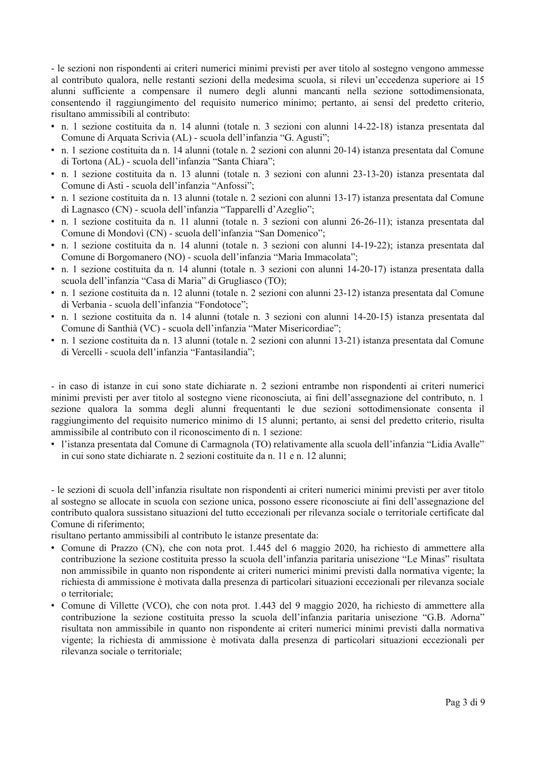- le sezioni non rispondenti ai criteri numerici minimi previsti per aver titolo al sostegno vengono ammesse al contributo qualora, nelle restanti sezioni della medesima scuola, si rilevi un'eccedenza superiore ai 15 alunni sufficiente a compensare il numero degli alunni mancanti nella sezione sottodimensionata, consentendo il raggiungimento del requisito numerico minimo; pertanto, ai sensi del predetto criterio, risultano ammissibili al contributo:

- n. 1 sezione costituita da n. 14 alunni (totale n. 3 sezioni con alunni 14-22-18) istanza presentata dal Comune di Arquata Scrivia (AL) - scuola dell'infanzia "G. Agusti";
- n. 1 sezione costituita da n. 14 alunni (totale n. 2 sezioni con alunni 20-14) istanza presentata dal Comune di Tortona (AL) - scuola dell'infanzia "Santa Chiara";
- n. 1 sezione costituita da n. 13 alunni (totale n. 3 sezioni con alunni 23-13-20) istanza presentata dal Comune di Asti - scuola dell'infanzia "Anfossi";
- n. 1 sezione costituita da n. 13 alunni (totale n. 2 sezioni con alunni 13-17) istanza presentata dal Comune di Lagnasco (CN) - scuola dell'infanzia "Tapparelli d'Azeglio";
- n. 1 sezione costituita da n. 11 alunni (totale n. 3 sezioni con alunni 26-26-11); istanza presentata dal Comune di Mondovì (CN) - scuola dell'infanzia "San Domenico";
- n. 1 sezione costituita da n. 14 alunni (totale n. 3 sezioni con alunni 14-19-22); istanza presentata dal Comune di Borgomanero (NO) - scuola dell'infanzia "Maria Immacolata";
- n. 1 sezione costituita da n. 14 alunni (totale n. 3 sezioni con alunni 14-20-17) istanza presentata dalla scuola dell'infanzia "Casa di Maria" di Grugliasco (TO);
- n. 1 sezione costituita da n. 12 alunni (totale n. 2 sezioni con alunni 23-12) istanza presentata dal Comune di Verbania - scuola dell'infanzia "Fondotoce";
- n. 1 sezione costituita da n. 14 alunni (totale n. 3 sezioni con alunni 14-20-15) istanza presentata dal Comune di Santhià (VC) - scuola dell'infanzia "Mater Misericordiae";
- n. 1 sezione costituita da n. 13 alunni (totale n. 2 sezioni con alunni 13-21) istanza presentata dal Comune di Vercelli - scuola dell'infanzia "Fantasilandia";

- in caso di istanze in cui sono state dichiarate n. 2 sezioni entrambe non rispondenti ai criteri numerici minimi previsti per aver titolo al sostegno viene riconosciuta, ai fini dell'assegnazione del contributo, n. 1 sezione qualora la somma degli alunni frequentanti le due sezioni sottodimensionate consenta il raggiungimento del requisito numerico minimo di 15 alunni; pertanto, ai sensi del predetto criterio, risulta ammissibile al contributo con il riconoscimento di n. 1 sezione:

- l'istanza presentata dal Comune di Carmagnola (TO) relativamente alla scuola dell'infanzia "Lidia Avalle" in cui sono state dichiarate n. 2 sezioni costituite da n. 11 e n. 12 alunni;

- le sezioni di scuola dell'infanzia risultate non rispondenti ai criteri numerici minimi previsti per aver titolo al sostegno se allocate in scuola con sezione unica, possono essere riconosciute ai fini dell'assegnazione del contributo qualora sussistano situazioni del tutto eccezionali per rilevanza sociale o territoriale certificate dal Comune di riferimento;

risultano pertanto ammissibili al contributo le istanze presentate da:

- Comune di Prazzo (CN), che con nota prot. 1.445 del 6 maggio 2020, ha richiesto di ammettere alla contribuzione la sezione costituita presso la scuola dell'infanzia paritaria unisezione "Le Minas" risultata non ammissibile in quanto non rispondente ai criteri numerici minimi previsti dalla normativa vigente; la richiesta di ammissione è motivata dalla presenza di particolari situazioni eccezionali per rilevanza sociale o territoriale;
- Comune di Villette (VCO), che con nota prot. 1.443 del 9 maggio 2020, ha richiesto di ammettere alla contribuzione la sezione costituita presso la scuola dell'infanzia paritaria unisezione "G.B. Adorna" risultata non ammissibile in quanto non rispondente ai criteri numerici minimi previsti dalla normativa vigente; la richiesta di ammissione è motivata dalla presenza di particolari situazioni eccezionali per rilevanza sociale o territoriale;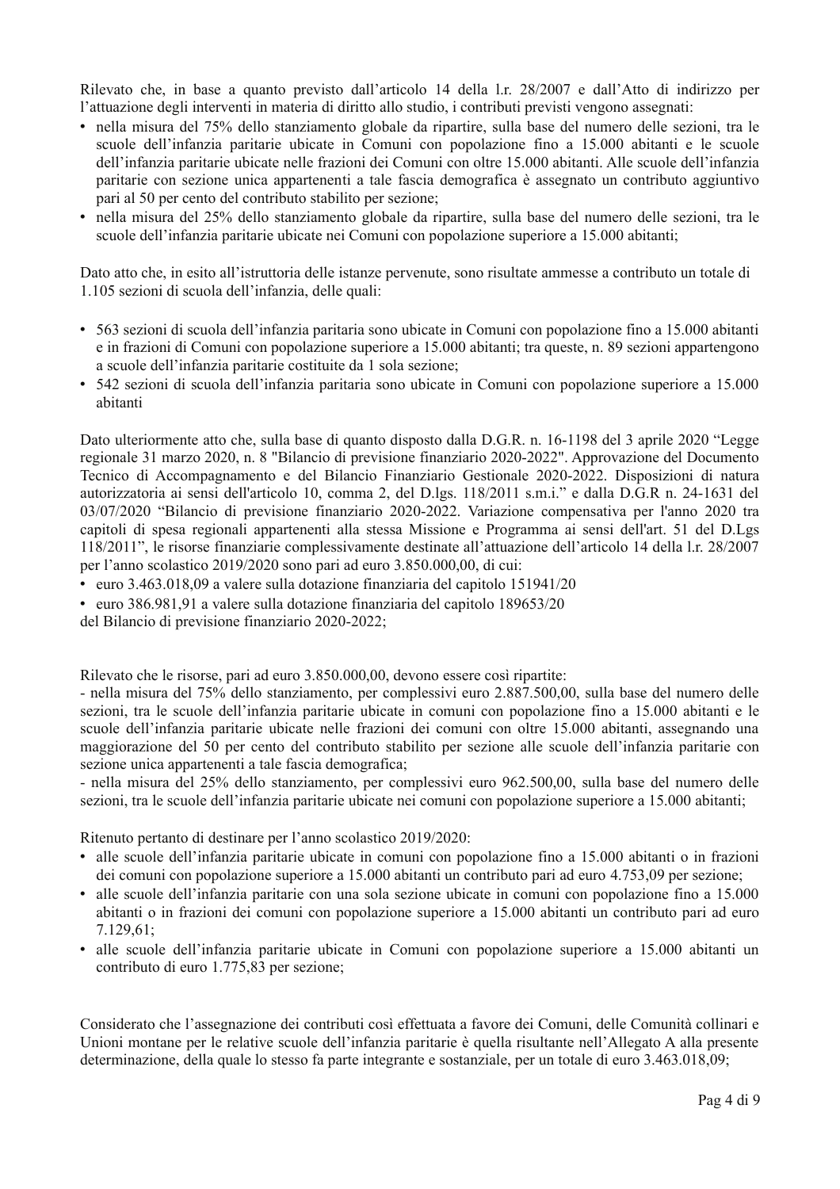Rilevato che, in base a quanto previsto dall'articolo 14 della l.r. 28/2007 e dall'Atto di indirizzo per l'attuazione degli interventi in materia di diritto allo studio, i contributi previsti vengono assegnati:

- nella misura del 75% dello stanziamento globale da ripartire, sulla base del numero delle sezioni, tra le scuole dell'infanzia paritarie ubicate in Comuni con popolazione fino a 15.000 abitanti e le scuole dell'infanzia paritarie ubicate nelle frazioni dei Comuni con oltre 15.000 abitanti. Alle scuole dell'infanzia paritarie con sezione unica appartenenti a tale fascia demografica è assegnato un contributo aggiuntivo pari al 50 per cento del contributo stabilito per sezione;
- nella misura del 25% dello stanziamento globale da ripartire, sulla base del numero delle sezioni, tra le scuole dell'infanzia paritarie ubicate nei Comuni con popolazione superiore a 15.000 abitanti;

Dato atto che, in esito all'istruttoria delle istanze pervenute, sono risultate ammesse a contributo un totale di 1.105 sezioni di scuola dell'infanzia, delle quali:

- 563 sezioni di scuola dell'infanzia paritaria sono ubicate in Comuni con popolazione fino a 15.000 abitanti e in frazioni di Comuni con popolazione superiore a 15.000 abitanti; tra queste, n. 89 sezioni appartengono a scuole dell'infanzia paritarie costituite da 1 sola sezione;
- 542 sezioni di scuola dell'infanzia paritaria sono ubicate in Comuni con popolazione superiore a 15.000 abitanti

Dato ulteriormente atto che, sulla base di quanto disposto dalla D.G.R. n. 16-1198 del 3 aprile 2020 "Legge regionale 31 marzo 2020, n. 8 "Bilancio di previsione finanziario 2020-2022". Approvazione del Documento Tecnico di Accompagnamento e del Bilancio Finanziario Gestionale 2020-2022. Disposizioni di natura autorizzatoria ai sensi dell'articolo 10, comma 2, del D.lgs. 118/2011 s.m.i." e dalla D.G.R n. 24-1631 del 03/07/2020 "Bilancio di previsione finanziario 2020-2022. Variazione compensativa per l'anno 2020 tra capitoli di spesa regionali appartenenti alla stessa Missione e Programma ai sensi dell'art. 51 del D.Lgs 118/2011", le risorse finanziarie complessivamente destinate all'attuazione dell'articolo 14 della l.r. 28/2007 per l'anno scolastico 2019/2020 sono pari ad euro 3.850.000,00, di cui:

- euro 3.463.018,09 a valere sulla dotazione finanziaria del capitolo 151941/20
- euro 386.981,91 a valere sulla dotazione finanziaria del capitolo 189653/20

del Bilancio di previsione finanziario 2020-2022;

Rilevato che le risorse, pari ad euro 3.850.000,00, devono essere così ripartite:

- nella misura del 75% dello stanziamento, per complessivi euro 2.887.500,00, sulla base del numero delle sezioni, tra le scuole dell'infanzia paritarie ubicate in comuni con popolazione fino a 15.000 abitanti e le scuole dell'infanzia paritarie ubicate nelle frazioni dei comuni con oltre 15.000 abitanti, assegnando una maggiorazione del 50 per cento del contributo stabilito per sezione alle scuole dell'infanzia paritarie con sezione unica appartenenti a tale fascia demografica;
- nella misura del 25% dello stanziamento, per complessivi euro 962.500,00, sulla base del numero delle sezioni, tra le scuole dell'infanzia paritarie ubicate nei comuni con popolazione superiore a 15.000 abitanti;

Ritenuto pertanto di destinare per l'anno scolastico 2019/2020:

- alle scuole dell'infanzia paritarie ubicate in comuni con popolazione fino a 15.000 abitanti o in frazioni dei comuni con popolazione superiore a 15.000 abitanti un contributo pari ad euro 4.753,09 per sezione;
- alle scuole dell'infanzia paritarie con una sola sezione ubicate in comuni con popolazione fino a 15.000 abitanti o in frazioni dei comuni con popolazione superiore a 15.000 abitanti un contributo pari ad euro 7.129,61;
- alle scuole dell'infanzia paritarie ubicate in Comuni con popolazione superiore a 15.000 abitanti un contributo di euro 1.775,83 per sezione;

Considerato che l'assegnazione dei contributi così effettuata a favore dei Comuni, delle Comunità collinari e Unioni montane per le relative scuole dell'infanzia paritarie è quella risultante nell'Allegato A alla presente determinazione, della quale lo stesso fa parte integrante e sostanziale, per un totale di euro 3.463.018,09;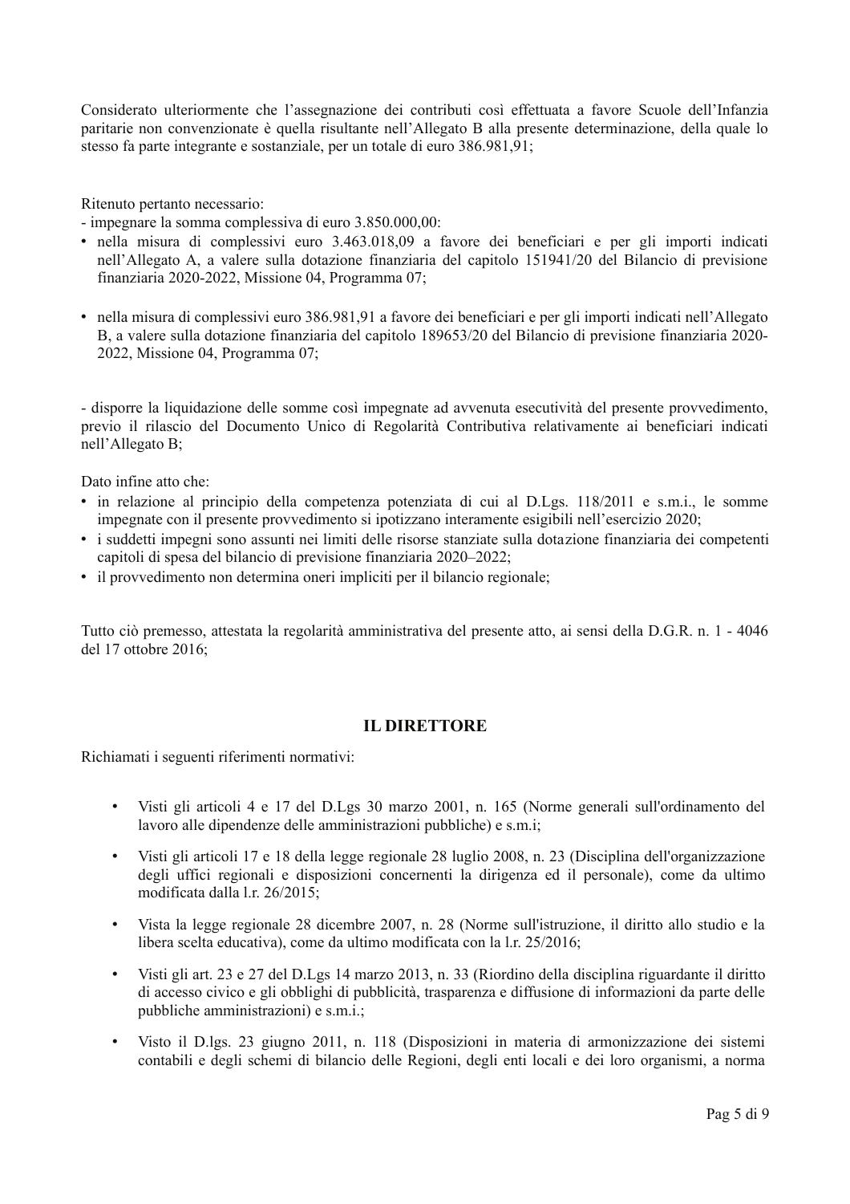Considerato ulteriormente che l'assegnazione dei contributi così effettuata a favore Scuole dell'Infanzia paritarie non convenzionate è quella risultante nell'Allegato B alla presente determinazione, della quale lo stesso fa parte integrante e sostanziale, per un totale di euro 386.981,91;

Ritenuto pertanto necessario:

- impegnare la somma complessiva di euro 3.850.000,00:
  - nella misura di complessivi euro 3.463.018,09 a favore dei beneficiari e per gli importi indicati nell'Allegato A, a valere sulla dotazione finanziaria del capitolo 151941/20 del Bilancio di previsione finanziaria 2020-2022, Missione 04, Programma 07;
  - nella misura di complessivi euro 386.981,91 a favore dei beneficiari e per gli importi indicati nell'Allegato B, a valere sulla dotazione finanziaria del capitolo 189653/20 del Bilancio di previsione finanziaria 2020-2022, Missione 04, Programma 07;
- disporre la liquidazione delle somme così impegnate ad avvenuta esecutività del presente provvedimento, previo il rilascio del Documento Unico di Regolarità Contributiva relativamente ai beneficiari indicati nell'Allegato B;

Dato infine atto che:

- in relazione al principio della competenza potenziata di cui al D.Lgs. 118/2011 e s.m.i., le somme impegnate con il presente provvedimento si ipotizzano interamente esigibili nell'esercizio 2020;
- i suddetti impegni sono assunti nei limiti delle risorse stanziate sulla dotazione finanziaria dei competenti capitoli di spesa del bilancio di previsione finanziaria 2020–2022;
- il provvedimento non determina oneri impliciti per il bilancio regionale;

Tutto ciò premesso, attestata la regolarità amministrativa del presente atto, ai sensi della D.G.R. n. 1 - 4046 del 17 ottobre 2016;

## IL DIRETTORE

Richiamati i seguenti riferimenti normativi:

- Visti gli articoli 4 e 17 del D.Lgs 30 marzo 2001, n. 165 (Norme generali sull'ordinamento del lavoro alle dipendenze delle amministrazioni pubbliche) e s.m.i;
- Visti gli articoli 17 e 18 della legge regionale 28 luglio 2008, n. 23 (Disciplina dell'organizzazione degli uffici regionali e disposizioni concernenti la dirigenza ed il personale), come da ultimo modificata dalla l.r. 26/2015;
- Vista la legge regionale 28 dicembre 2007, n. 28 (Norme sull'istruzione, il diritto allo studio e la libera scelta educativa), come da ultimo modificata con la l.r. 25/2016;
- Visti gli art. 23 e 27 del D.Lgs 14 marzo 2013, n. 33 (Riordino della disciplina riguardante il diritto di accesso civico e gli obblighi di pubblicità, trasparenza e diffusione di informazioni da parte delle pubbliche amministrazioni) e s.m.i.;
- Visto il D.lgs. 23 giugno 2011, n. 118 (Disposizioni in materia di armonizzazione dei sistemi contabili e degli schemi di bilancio delle Regioni, degli enti locali e dei loro organismi, a norma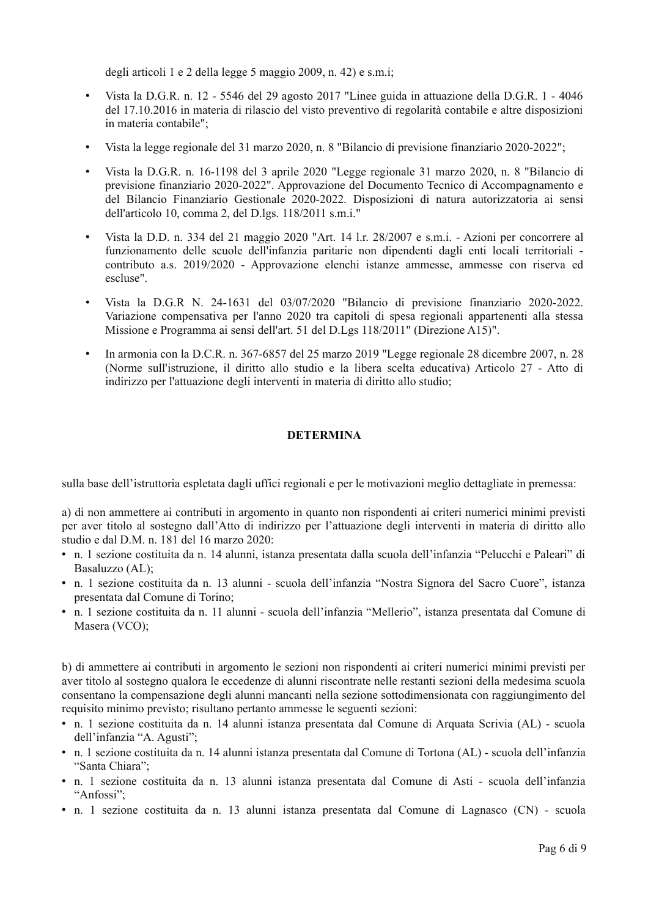degli articoli 1 e 2 della legge 5 maggio 2009, n. 42) e s.m.i;

- Vista la D.G.R. n. 12 - 5546 del 29 agosto 2017 "Linee guida in attuazione della D.G.R. 1 - 4046 del 17.10.2016 in materia di rilascio del visto preventivo di regolarità contabile e altre disposizioni in materia contabile";
- Vista la legge regionale del 31 marzo 2020, n. 8 "Bilancio di previsione finanziario 2020-2022";
- Vista la D.G.R. n. 16-1198 del 3 aprile 2020 "Legge regionale 31 marzo 2020, n. 8 "Bilancio di previsione finanziario 2020-2022". Approvazione del Documento Tecnico di Accompagnamento e del Bilancio Finanziario Gestionale 2020-2022. Disposizioni di natura autorizzatoria ai sensi dell'articolo 10, comma 2, del D.lgs. 118/2011 s.m.i."
- Vista la D.D. n. 334 del 21 maggio 2020 "Art. 14 l.r. 28/2007 e s.m.i. - Azioni per concorrere al funzionamento delle scuole dell'infanzia paritarie non dipendenti dagli enti locali territoriali - contributo a.s. 2019/2020 - Approvazione elenchi istanze ammesse, ammesse con riserva ed escluse".
- Vista la D.G.R N. 24-1631 del 03/07/2020 "Bilancio di previsione finanziario 2020-2022. Variazione compensativa per l'anno 2020 tra capitoli di spesa regionali appartenenti alla stessa Missione e Programma ai sensi dell'art. 51 del D.Lgs 118/2011" (Direzione A15)".
- In armonia con la D.C.R. n. 367-6857 del 25 marzo 2019 "Legge regionale 28 dicembre 2007, n. 28 (Norme sull'istruzione, il diritto allo studio e la libera scelta educativa) Articolo 27 - Atto di indirizzo per l'attuazione degli interventi in materia di diritto allo studio;

**DETERMINA**

sulla base dell'istruttoria espletata dagli uffici regionali e per le motivazioni meglio dettagliate in premessa:

a) di non ammettere ai contributi in argomento in quanto non rispondenti ai criteri numerici minimi previsti per aver titolo al sostegno dall'Atto di indirizzo per l'attuazione degli interventi in materia di diritto allo studio e dal D.M. n. 181 del 16 marzo 2020:

- n. 1 sezione costituita da n. 14 alunni, istanza presentata dalla scuola dell'infanzia "Pelucchi e Paleari" di Basaluzzo (AL);
- n. 1 sezione costituita da n. 13 alunni - scuola dell'infanzia "Nostra Signora del Sacro Cuore", istanza presentata dal Comune di Torino;
- n. 1 sezione costituita da n. 11 alunni - scuola dell'infanzia "Mellerio", istanza presentata dal Comune di Masera (VCO);

b) di ammettere ai contributi in argomento le sezioni non rispondenti ai criteri numerici minimi previsti per aver titolo al sostegno qualora le eccedenze di alunni riscontrate nelle restanti sezioni della medesima scuola consentano la compensazione degli alunni mancanti nella sezione sottodimensionata con raggiungimento del requisito minimo previsto; risultano pertanto ammesse le seguenti sezioni:

- n. 1 sezione costituita da n. 14 alunni istanza presentata dal Comune di Arquata Scrivia (AL) - scuola dell'infanzia "A. Agusti";
- n. 1 sezione costituita da n. 14 alunni istanza presentata dal Comune di Tortona (AL) - scuola dell'infanzia "Santa Chiara";
- n. 1 sezione costituita da n. 13 alunni istanza presentata dal Comune di Asti - scuola dell'infanzia "Anfossi";
- n. 1 sezione costituita da n. 13 alunni istanza presentata dal Comune di Lagnasco (CN) - scuola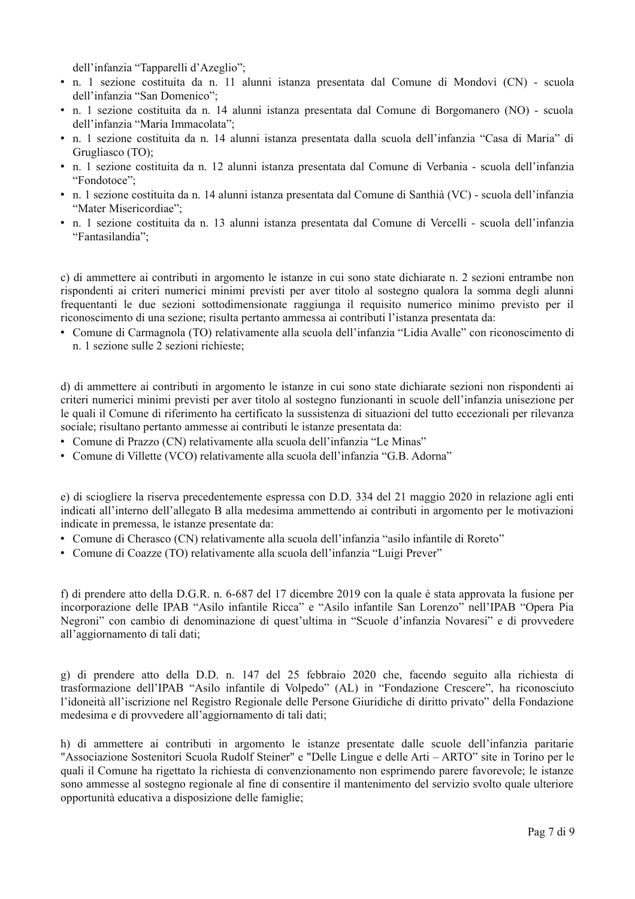dell'infanzia "Tapparelli d'Azeglio";

- n. 1 sezione costituita da n. 11 alunni istanza presentata dal Comune di Mondovì (CN) - scuola dell'infanzia "San Domenico";
- n. 1 sezione costituita da n. 14 alunni istanza presentata dal Comune di Borgomanero (NO) - scuola dell'infanzia "Maria Immacolata";
- n. 1 sezione costituita da n. 14 alunni istanza presentata dalla scuola dell'infanzia "Casa di Maria" di Grugliasco (TO);
- n. 1 sezione costituita da n. 12 alunni istanza presentata dal Comune di Verbania - scuola dell'infanzia "Fondotoce";
- n. 1 sezione costituita da n. 14 alunni istanza presentata dal Comune di Santhià (VC) - scuola dell'infanzia "Mater Misericordiae";
- n. 1 sezione costituita da n. 13 alunni istanza presentata dal Comune di Vercelli - scuola dell'infanzia "Fantasilandia";

c) di ammettere ai contributi in argomento le istanze in cui sono state dichiarate n. 2 sezioni entrambe non rispondenti ai criteri numerici minimi previsti per aver titolo al sostegno qualora la somma degli alunni frequentanti le due sezioni sottodimensionate raggiunga il requisito numerico minimo previsto per il riconoscimento di una sezione; risulta pertanto ammessa ai contributi l'istanza presentata da:

- Comune di Carmagnola (TO) relativamente alla scuola dell'infanzia "Lidia Avalle" con riconoscimento di n. 1 sezione sulle 2 sezioni richieste;

d) di ammettere ai contributi in argomento le istanze in cui sono state dichiarate sezioni non rispondenti ai criteri numerici minimi previsti per aver titolo al sostegno funzionanti in scuole dell'infanzia unisezione per le quali il Comune di riferimento ha certificato la sussistenza di situazioni del tutto eccezionali per rilevanza sociale; risultano pertanto ammesse ai contributi le istanze presentata da:

- Comune di Prazzo (CN) relativamente alla scuola dell'infanzia "Le Minas"
- Comune di Villette (VCO) relativamente alla scuola dell'infanzia "G.B. Adorna"

e) di sciogliere la riserva precedentemente espressa con D.D. 334 del 21 maggio 2020 in relazione agli enti indicati all'interno dell'allegato B alla medesima ammettendo ai contributi in argomento per le motivazioni indicate in premessa, le istanze presentate da:

- Comune di Cherasco (CN) relativamente alla scuola dell'infanzia "asilo infantile di Roreto"
- Comune di Coazze (TO) relativamente alla scuola dell'infanzia "Luigi Prever"

f) di prendere atto della D.G.R. n. 6-687 del 17 dicembre 2019 con la quale è stata approvata la fusione per incorporazione delle IPAB "Asilo infantile Ricca" e "Asilo infantile San Lorenzo" nell'IPAB "Opera Pia Negroni" con cambio di denominazione di quest'ultima in "Scuole d'infanzia Novaresi" e di provvedere all'aggiornamento di tali dati;

g) di prendere atto della D.D. n. 147 del 25 febbraio 2020 che, facendo seguito alla richiesta di trasformazione dell'IPAB "Asilo infantile di Volpedo" (AL) in "Fondazione Crescere", ha riconosciuto l'idoneità all'iscrizione nel Registro Regionale delle Persone Giuridiche di diritto privato" della Fondazione medesima e di provvedere all'aggiornamento di tali dati;

h) di ammettere ai contributi in argomento le istanze presentate dalle scuole dell'infanzia paritarie "Associazione Sostenitori Scuola Rudolf Steiner" e "Delle Lingue e delle Arti – ARTO" site in Torino per le quali il Comune ha rigettato la richiesta di convenzionamento non esprimendo parere favorevole; le istanze sono ammesse al sostegno regionale al fine di consentire il mantenimento del servizio svolto quale ulteriore opportunità educativa a disposizione delle famiglie;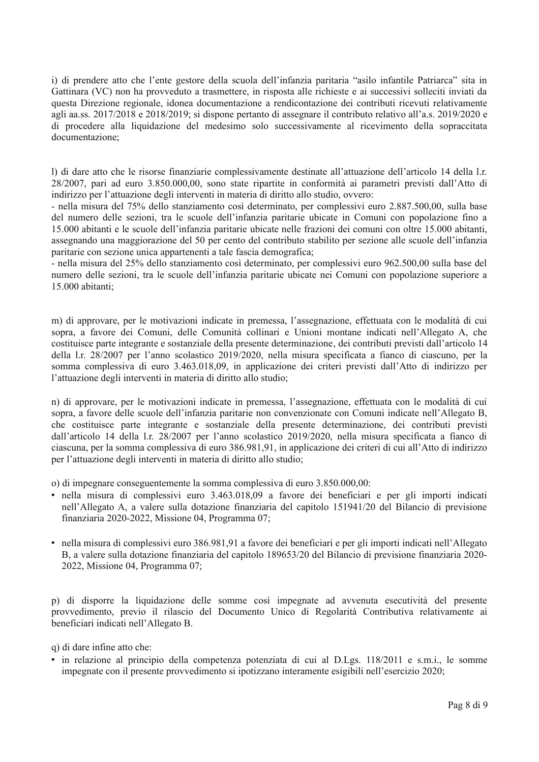i) di prendere atto che l'ente gestore della scuola dell'infanzia paritaria "asilo infantile Patriarca" sita in Gattinara (VC) non ha provveduto a trasmettere, in risposta alle richieste e ai successivi solleciti inviati da questa Direzione regionale, idonea documentazione a rendicontazione dei contributi ricevuti relativamente agli aa.ss. 2017/2018 e 2018/2019; si dispone pertanto di assegnare il contributo relativo all'a.s. 2019/2020 e di procedere alla liquidazione del medesimo solo successivamente al ricevimento della sopraccitata documentazione;

l) di dare atto che le risorse finanziarie complessivamente destinate all'attuazione dell'articolo 14 della l.r. 28/2007, pari ad euro 3.850.000,00, sono state ripartite in conformità ai parametri previsti dall'Atto di indirizzo per l'attuazione degli interventi in materia di diritto allo studio, ovvero:
- nella misura del 75% dello stanziamento così determinato, per complessivi euro 2.887.500,00, sulla base del numero delle sezioni, tra le scuole dell'infanzia paritarie ubicate in Comuni con popolazione fino a 15.000 abitanti e le scuole dell'infanzia paritarie ubicate nelle frazioni dei comuni con oltre 15.000 abitanti, assegnando una maggiorazione del 50 per cento del contributo stabilito per sezione alle scuole dell'infanzia paritarie con sezione unica appartenenti a tale fascia demografica;
- nella misura del 25% dello stanziamento così determinato, per complessivi euro 962.500,00 sulla base del numero delle sezioni, tra le scuole dell'infanzia paritarie ubicate nei Comuni con popolazione superiore a 15.000 abitanti;

m) di approvare, per le motivazioni indicate in premessa, l'assegnazione, effettuata con le modalità di cui sopra, a favore dei Comuni, delle Comunità collinari e Unioni montane indicati nell'Allegato A, che costituisce parte integrante e sostanziale della presente determinazione, dei contributi previsti dall'articolo 14 della l.r. 28/2007 per l'anno scolastico 2019/2020, nella misura specificata a fianco di ciascuno, per la somma complessiva di euro 3.463.018,09, in applicazione dei criteri previsti dall'Atto di indirizzo per l'attuazione degli interventi in materia di diritto allo studio;

n) di approvare, per le motivazioni indicate in premessa, l'assegnazione, effettuata con le modalità di cui sopra, a favore delle scuole dell'infanzia paritarie non convenzionate con Comuni indicate nell'Allegato B, che costituisce parte integrante e sostanziale della presente determinazione, dei contributi previsti dall'articolo 14 della l.r. 28/2007 per l'anno scolastico 2019/2020, nella misura specificata a fianco di ciascuna, per la somma complessiva di euro 386.981,91, in applicazione dei criteri di cui all'Atto di indirizzo per l'attuazione degli interventi in materia di diritto allo studio;

o) di impegnare conseguentemente la somma complessiva di euro 3.850.000,00:

- nella misura di complessivi euro 3.463.018,09 a favore dei beneficiari e per gli importi indicati nell'Allegato A, a valere sulla dotazione finanziaria del capitolo 151941/20 del Bilancio di previsione finanziaria 2020-2022, Missione 04, Programma 07;

- nella misura di complessivi euro 386.981,91 a favore dei beneficiari e per gli importi indicati nell'Allegato B, a valere sulla dotazione finanziaria del capitolo 189653/20 del Bilancio di previsione finanziaria 2020-2022, Missione 04, Programma 07;

p) di disporre la liquidazione delle somme così impegnate ad avvenuta esecutività del presente provvedimento, previo il rilascio del Documento Unico di Regolarità Contributiva relativamente ai beneficiari indicati nell'Allegato B.

q) di dare infine atto che:

- in relazione al principio della competenza potenziata di cui al D.Lgs. 118/2011 e s.m.i., le somme impegnate con il presente provvedimento si ipotizzano interamente esigibili nell'esercizio 2020;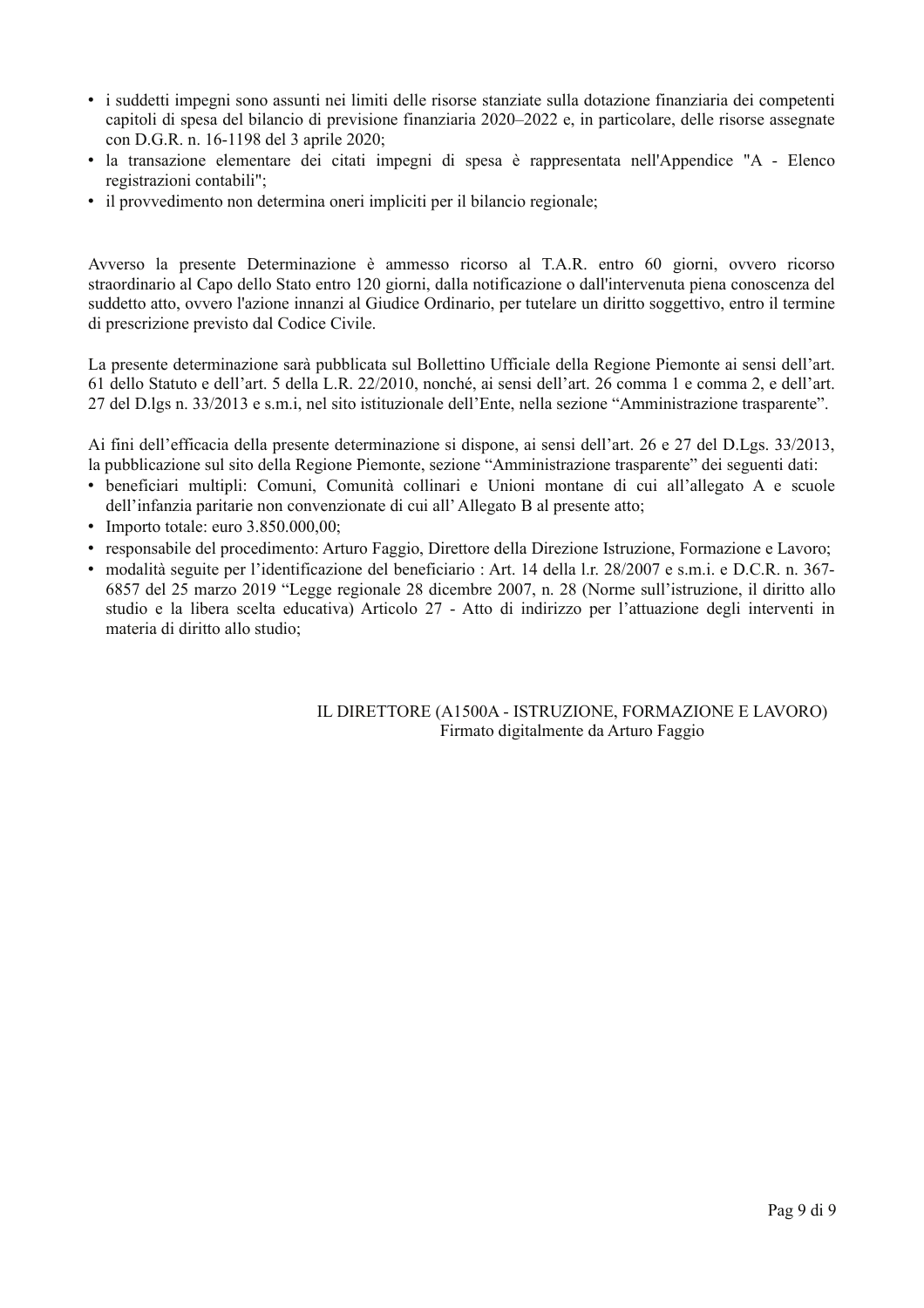- i suddetti impegni sono assunti nei limiti delle risorse stanziate sulla dotazione finanziaria dei competenti capitoli di spesa del bilancio di previsione finanziaria 2020–2022 e, in particolare, delle risorse assegnate con D.G.R. n. 16-1198 del 3 aprile 2020;
- la transazione elementare dei citati impegni di spesa è rappresentata nell'Appendice "A - Elenco registrazioni contabili";
- il provvedimento non determina oneri impliciti per il bilancio regionale;

Avverso la presente Determinazione è ammesso ricorso al T.A.R. entro 60 giorni, ovvero ricorso straordinario al Capo dello Stato entro 120 giorni, dalla notificazione o dall'intervenuta piena conoscenza del suddetto atto, ovvero l'azione innanzi al Giudice Ordinario, per tutelare un diritto soggettivo, entro il termine di prescrizione previsto dal Codice Civile.

La presente determinazione sarà pubblicata sul Bollettino Ufficiale della Regione Piemonte ai sensi dell'art. 61 dello Statuto e dell'art. 5 della L.R. 22/2010, nonché, ai sensi dell'art. 26 comma 1 e comma 2, e dell'art. 27 del D.lgs n. 33/2013 e s.m.i, nel sito istituzionale dell'Ente, nella sezione "Amministrazione trasparente".

Ai fini dell'efficacia della presente determinazione si dispone, ai sensi dell'art. 26 e 27 del D.Lgs. 33/2013, la pubblicazione sul sito della Regione Piemonte, sezione "Amministrazione trasparente" dei seguenti dati:

- beneficiari multipli: Comuni, Comunità collinari e Unioni montane di cui all'allegato A e scuole dell'infanzia paritarie non convenzionate di cui all' Allegato B al presente atto;
- Importo totale: euro 3.850.000,00;
- responsabile del procedimento: Arturo Faggio, Direttore della Direzione Istruzione, Formazione e Lavoro;
- modalità seguite per l'identificazione del beneficiario : Art. 14 della l.r. 28/2007 e s.m.i. e D.C.R. n. 367-6857 del 25 marzo 2019 "Legge regionale 28 dicembre 2007, n. 28 (Norme sull'istruzione, il diritto allo studio e la libera scelta educativa) Articolo 27 - Atto di indirizzo per l'attuazione degli interventi in materia di diritto allo studio;

IL DIRETTORE (A1500A - ISTRUZIONE, FORMAZIONE E LAVORO)
Firmato digitalmente da Arturo Faggio